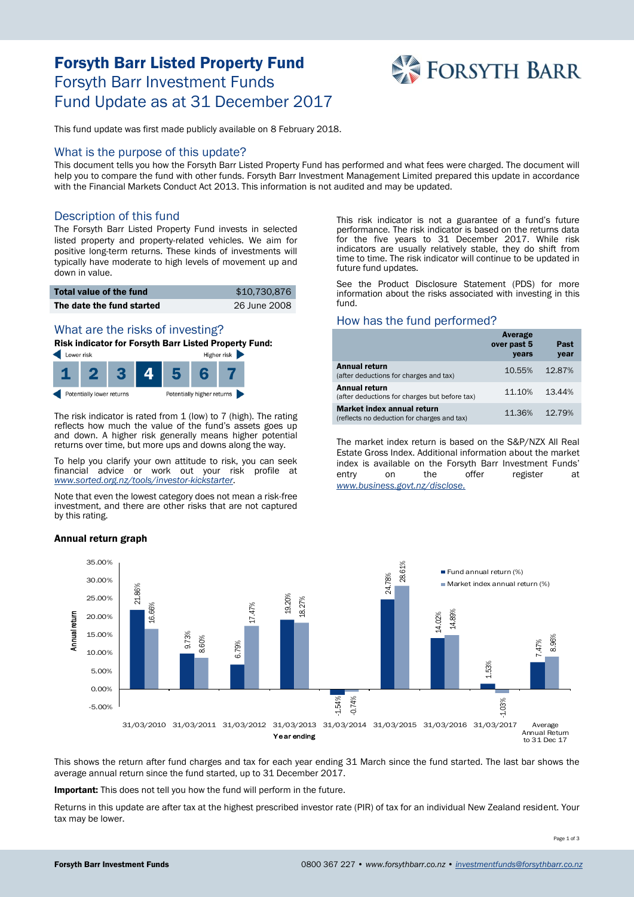# Forsyth Barr Listed Property Fund

## Forsyth Barr Investment Funds
## Fund Update as at 31 December 2017

This fund update was first made publicly available on 8 February 2018.

## What is the purpose of this update?

This document tells you how the Forsyth Barr Listed Property Fund has performed and what fees were charged. The document will help you to compare the fund with other funds. Forsyth Barr Investment Management Limited prepared this update in accordance with the Financial Markets Conduct Act 2013. This information is not audited and may be updated.

## Description of this fund

The Forsyth Barr Listed Property Fund invests in selected listed property and property-related vehicles. We aim for positive long-term returns. These kinds of investments will typically have moderate to high levels of movement up and down in value.

| | |
|---|---|
| **Total value of the fund** | $10,730,876 |
| **The date the fund started** | 26 June 2008 |

## What are the risks of investing?

**Risk indicator for Forsyth Barr Listed Property Fund:**

Lower risk ← → Higher risk

| 1 | 2 | 3 | **4** | 5 | 6 | 7 |
|---|---|---|---|---|---|---|

Potentially lower returns ← → Potentially higher returns

The risk indicator is rated from 1 (low) to 7 (high). The rating reflects how much the value of the fund's assets goes up and down. A higher risk generally means higher potential returns over time, but more ups and downs along the way.

To help you clarify your own attitude to risk, you can seek financial advice or work out your risk profile at *www.sorted.org.nz/tools/investor-kickstarter*.

Note that even the lowest category does not mean a risk-free investment, and there are other risks that are not captured by this rating.

This risk indicator is not a guarantee of a fund's future performance. The risk indicator is based on the returns data for the five years to 31 December 2017. While risk indicators are usually relatively stable, they do shift from time to time. The risk indicator will continue to be updated in future fund updates.

See the Product Disclosure Statement (PDS) for more information about the risks associated with investing in this fund.

## How has the fund performed?

| | Average over past 5 years | Past year |
|---|---|---|
| **Annual return** (after deductions for charges and tax) | 10.55% | 12.87% |
| **Annual return** (after deductions for charges but before tax) | 11.10% | 13.44% |
| **Market index annual return** (reflects no deduction for charges and tax) | 11.36% | 12.79% |

The market index return is based on the S&P/NZX All Real Estate Gross Index. Additional information about the market index is available on the Forsyth Barr Investment Funds' entry on the offer register at *www.business.govt.nz/disclose.*

### Annual return graph

| Year ending | Fund annual return (%) | Market index annual return (%) |
|---|---|---|
| 31/03/2010 | 21.86% | 16.66% |
| 31/03/2011 | 9.73% | 8.60% |
| 31/03/2012 | 6.79% | 17.47% |
| 31/03/2013 | 19.20% | 18.27% |
| 31/03/2014 | -1.54% | -0.74% |
| 31/03/2015 | 24.78% | 28.61% |
| 31/03/2016 | 14.02% | 14.89% |
| 31/03/2017 | 1.53% | -1.03% |
| Average Annual Return to 31 Dec 17 | 7.47% | 8.96% |

This shows the return after fund charges and tax for each year ending 31 March since the fund started. The last bar shows the average annual return since the fund started, up to 31 December 2017.

**Important:** This does not tell you how the fund will perform in the future.

Returns in this update are after tax at the highest prescribed investor rate (PIR) of tax for an individual New Zealand resident. Your tax may be lower.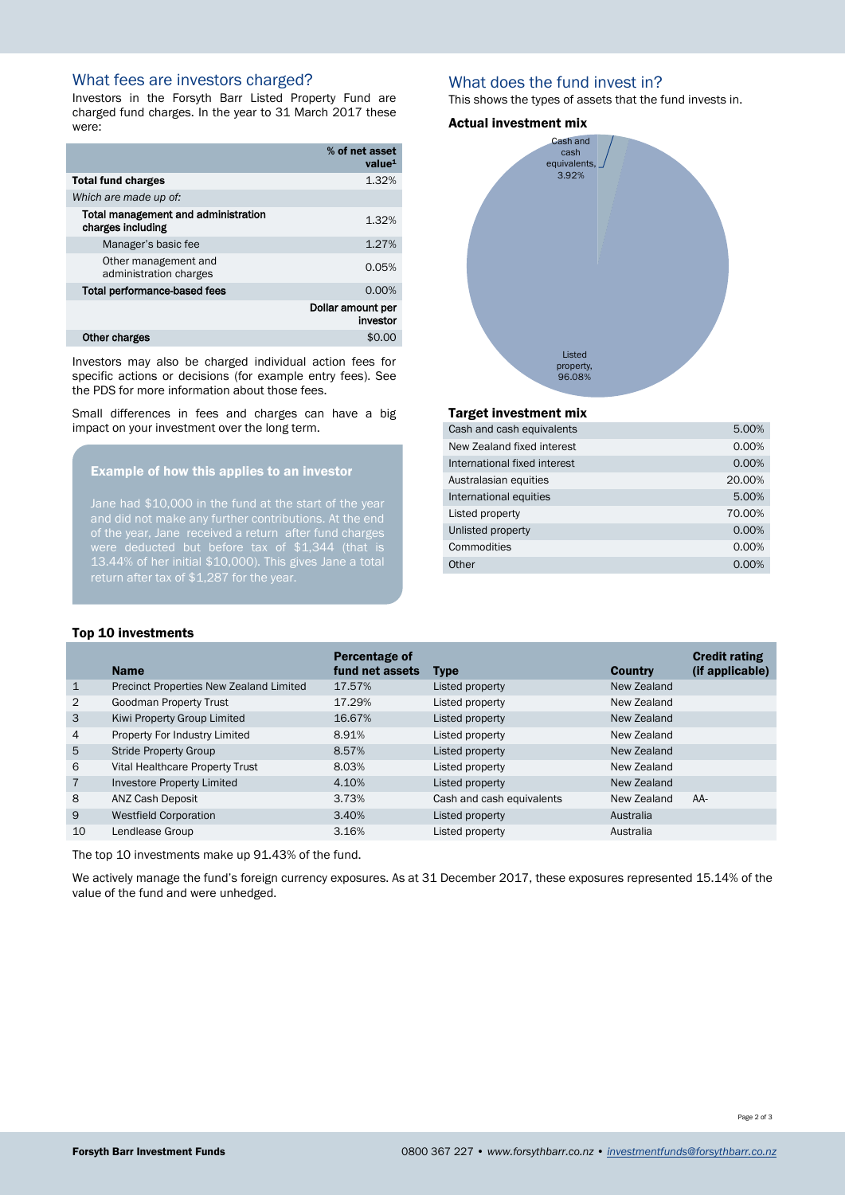## What fees are investors charged?

Investors in the Forsyth Barr Listed Property Fund are charged fund charges. In the year to 31 March 2017 these were:

| | % of net asset value[1] |
|---|---|
| **Total fund charges** | 1.32% |
| *Which are made up of:* | |
| **Total management and administration charges including** | 1.32% |
| Manager's basic fee | 1.27% |
| Other management and administration charges | 0.05% |
| **Total performance-based fees** | 0.00% |
| | **Dollar amount per investor** |
| **Other charges** | $0.00 |

Investors may also be charged individual action fees for specific actions or decisions (for example entry fees). See the PDS for more information about those fees.

Small differences in fees and charges can have a big impact on your investment over the long term.

### Example of how this applies to an investor

Jane had $10,000 in the fund at the start of the year and did not make any further contributions. At the end of the year, Jane received a return after fund charges were deducted but before tax of $1,344 (that is 13.44% of her initial $10,000). This gives Jane a total return after tax of $1,287 for the year.

## What does the fund invest in?

This shows the types of assets that the fund invests in.

### Actual investment mix

Cash and cash equivalents, 3.92%

Listed property, 96.08%

### Target investment mix

| | |
|---|---|
| Cash and cash equivalents | 5.00% |
| New Zealand fixed interest | 0.00% |
| International fixed interest | 0.00% |
| Australasian equities | 20.00% |
| International equities | 5.00% |
| Listed property | 70.00% |
| Unlisted property | 0.00% |
| Commodities | 0.00% |
| Other | 0.00% |

### Top 10 investments

| | Name | Percentage of fund net assets | Type | Country | Credit rating (if applicable) |
|---|---|---|---|---|---|
| 1 | Precinct Properties New Zealand Limited | 17.57% | Listed property | New Zealand | |
| 2 | Goodman Property Trust | 17.29% | Listed property | New Zealand | |
| 3 | Kiwi Property Group Limited | 16.67% | Listed property | New Zealand | |
| 4 | Property For Industry Limited | 8.91% | Listed property | New Zealand | |
| 5 | Stride Property Group | 8.57% | Listed property | New Zealand | |
| 6 | Vital Healthcare Property Trust | 8.03% | Listed property | New Zealand | |
| 7 | Investore Property Limited | 4.10% | Listed property | New Zealand | |
| 8 | ANZ Cash Deposit | 3.73% | Cash and cash equivalents | New Zealand | AA- |
| 9 | Westfield Corporation | 3.40% | Listed property | Australia | |
| 10 | Lendlease Group | 3.16% | Listed property | Australia | |

The top 10 investments make up 91.43% of the fund.

We actively manage the fund's foreign currency exposures. As at 31 December 2017, these exposures represented 15.14% of the value of the fund and were unhedged.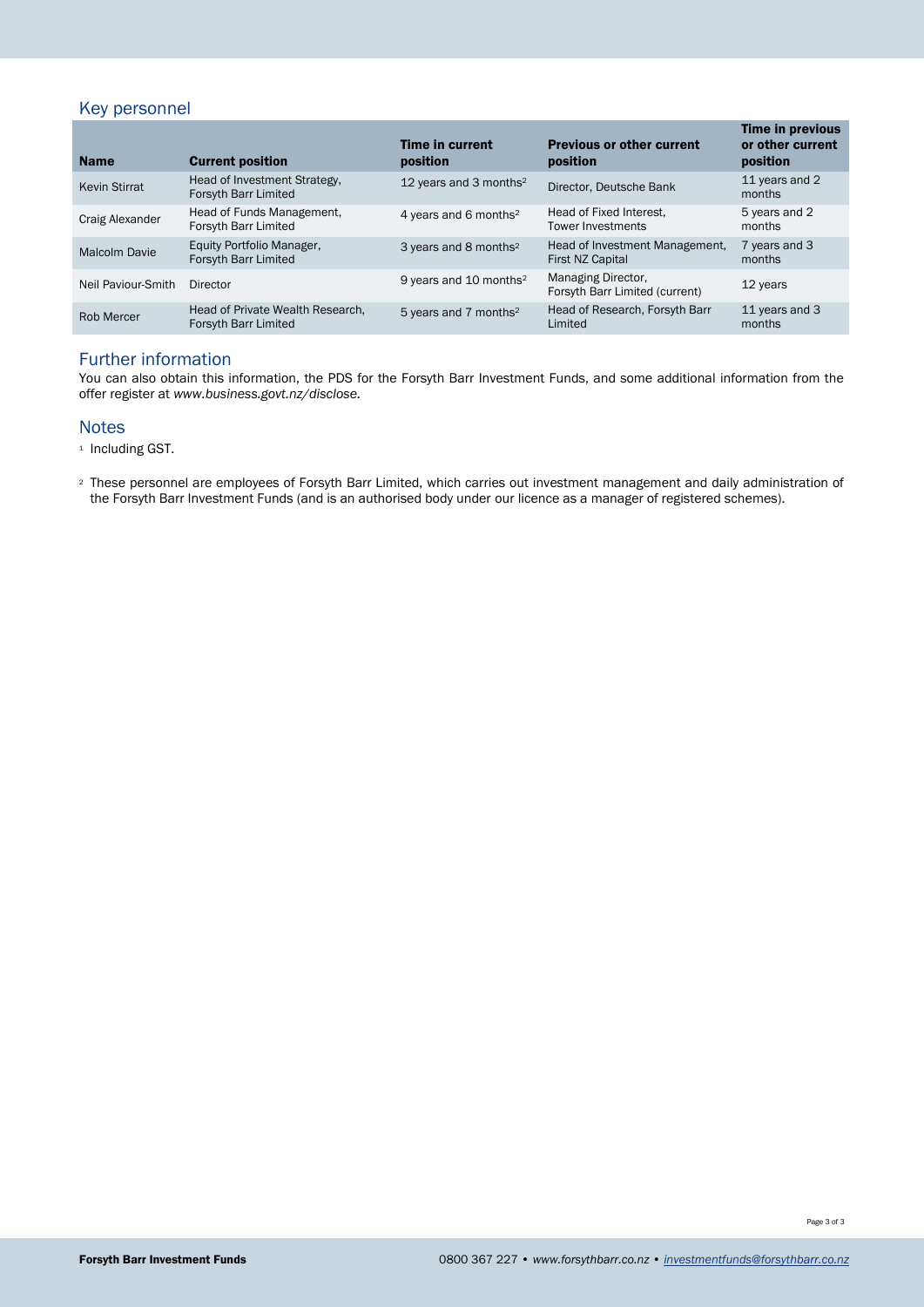## Key personnel

| Name | Current position | Time in current position | Previous or other current position | Time in previous or other current position |
| --- | --- | --- | --- | --- |
| Kevin Stirrat | Head of Investment Strategy, Forsyth Barr Limited | 12 years and 3 months[2] | Director, Deutsche Bank | 11 years and 2 months |
| Craig Alexander | Head of Funds Management, Forsyth Barr Limited | 4 years and 6 months[2] | Head of Fixed Interest, Tower Investments | 5 years and 2 months |
| Malcolm Davie | Equity Portfolio Manager, Forsyth Barr Limited | 3 years and 8 months[2] | Head of Investment Management, First NZ Capital | 7 years and 3 months |
| Neil Paviour-Smith | Director | 9 years and 10 months[2] | Managing Director, Forsyth Barr Limited (current) | 12 years |
| Rob Mercer | Head of Private Wealth Research, Forsyth Barr Limited | 5 years and 7 months[2] | Head of Research, Forsyth Barr Limited | 11 years and 3 months |

## Further information

You can also obtain this information, the PDS for the Forsyth Barr Investment Funds, and some additional information from the offer register at *www.business.govt.nz/disclose.*

## Notes

[1] Including GST.

[2] These personnel are employees of Forsyth Barr Limited, which carries out investment management and daily administration of the Forsyth Barr Investment Funds (and is an authorised body under our licence as a manager of registered schemes).